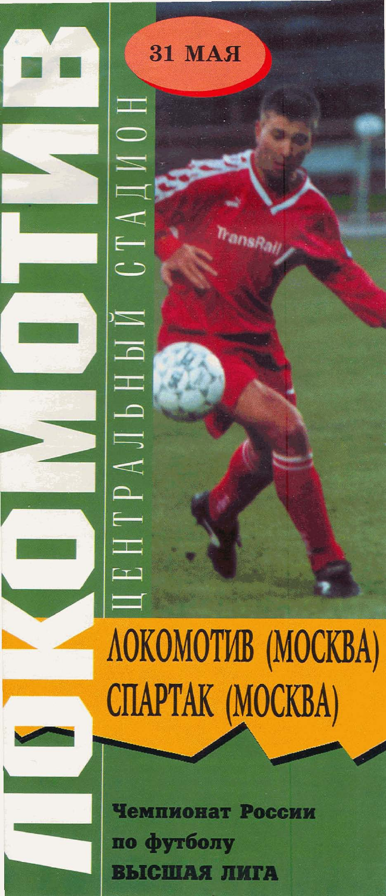# ЛОКОМОТИВ

31 МАЯ

ЦЕНТРАЛЬНЫЙ СТАДИОН

## ЛОКОМОТИВ (МОСКВА)
## СПАРТАК (МОСКВА)

**Чемпионат России**
**по футболу**
**ВЫСШАЯ ЛИГА**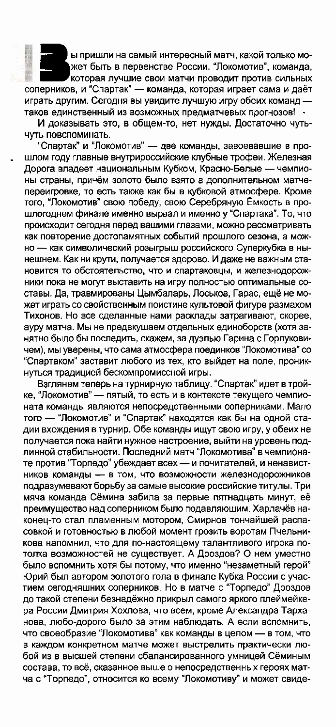**В**ы пришли на самый интересный матч, какой только может быть в первенстве России. "Локомотив", команда, которая лучшие свои матчи проводит против сильных соперников, и "Спартак" — команда, которая играет сама и даёт играть другим. Сегодня вы увидите лучшую игру обеих команд — таков единственный из возможных предматчевых прогнозов!

И доказывать это, в общем-то, нет нужды. Достаточно чуть-чуть повспоминать.

"Спартак" и "Локомотив" — две команды, завоевавшие в прошлом году главные внутрироссийские клубные трофеи. Железная Дорога владеет национальным Кубком, Красно-Белые — чемпионы страны, причём золото было взято в дополнительном матче-переигровке, то есть также как бы в кубковой атмосфере. Кроме того, "Локомотив" свою победу, свою Серебряную Ёмкость в прошлогоднем финале именно вырвал и именно у "Спартака". То, что происходит сегодня перед вашими глазами, можно рассматривать как повторение достопамятных событий прошлого сезона, а можно — как символический розыгрыш российского Суперкубка в нынешнем. Как ни крути, получается здорово. И даже не важным становится то обстоятельство, что и спартаковцы, и железнодорожники пока не могут выставить на игру полностью оптимальные составы. Да, травмированы Цымбаларь, Лоськов, Гарас, ещё не может играть со свойственным поистине культовой фигуре размахом Тихонов. Но все сделанные нами расклады затрагивают, скорее, ауру матча. Мы не предвкушаем отдельных единоборств (хотя занятно было бы последить, скажем, за дуэлью Гарина с Горлуковичем), мы уверены, что сама атмосфера поединков "Локомотива" со "Спартаком" заставит любого из тех, кто выйдет на поле, проникнуться традицией бескомпромиссной игры.

Взглянем теперь на турнирную таблицу. "Спартак" идет в тройке, "Локомотив" — пятый, то есть и в контексте текущего чемпионата команды являются непосредственными соперниками. Мало того — "Локомотив" и "Спартак" находятся как бы на одной стадии вхождения в турнир. Обе команды ищут свою игру, у обеих не получается пока найти нужное настроение, выйти на уровень подлинной стабильности. Последний матч "Локомотива" в чемпионате против "Торпедо" убеждает всех — и почитателей, и ненавистников команды — в том, что возможности железнодорожников подразумевают борьбу за самые высокие российские титулы. Три мяча команда Сёмина забила за первые пятнадцать минут, её преимущество над соперником было подавляющим. Харлачёв наконец-то стал пламенным мотором, Смирнов тончайшей распасовкой и готовностью в любой момент грозить воротам Пчельникова напомнил, что для по-настоящему талантливого игрока потолка возможностей не существует. А Дроздов? О нем уместно было вспомнить хотя бы потому, что именно "незаметный герой" Юрий был автором золотого гола в финале Кубка России с участием сегодняшних соперников. Но в матче с "Торпедо" Дроздов до такой степени безнадёжно прикрыл самого яркого плеймейкера России Дмитрия Хохлова, что всем, кроме Александра Тарханова, любо-дорого было за этим наблюдать. А если вспомнить, что своеобразие "Локомотива" как команды в целом — в том, что в каждом конкретном матче может выстрелить практически любой из в высшей степени сбалансированного умницей Сёминым состава, то всё, сказанное выше о непосредственных героях матча с "Торпедо", относится ко всему "Локомотиву" и может свиде-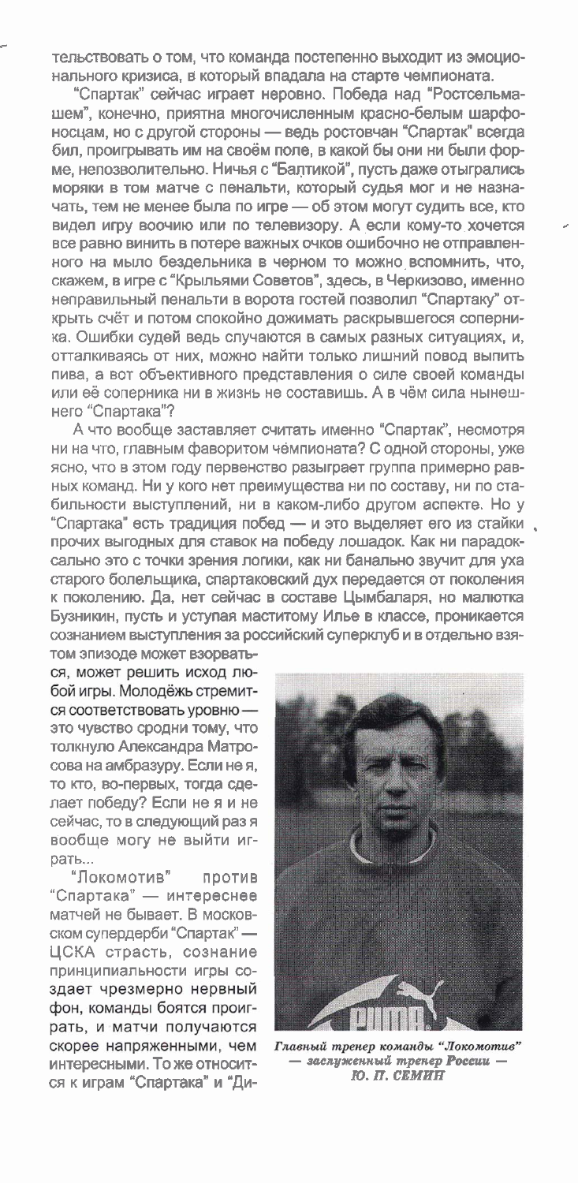тельствовать о том, что команда постепенно выходит из эмоционального кризиса, в который впадала на старте чемпионата.

"Спартак" сейчас играет неровно. Победа над "Ростсельмашем", конечно, приятна многочисленным красно-белым шарфоносцам, но с другой стороны — ведь ростовчан "Спартак" всегда бил, проигрывать им на своём поле, в какой бы они ни были форме, непозволительно. Ничья с "Балтикой", пусть даже отыгрались моряки в том матче с пенальти, который судья мог и не назначать, тем не менее была по игре — об этом могут судить все, кто видел игру воочию или по телевизору. А если кому-то хочется все равно винить в потере важных очков ошибочно не отправленного на мыло бездельника в черном то можно вспомнить, что, скажем, в игре с "Крыльями Советов", здесь, в Черкизово, именно неправильный пенальти в ворота гостей позволил "Спартаку" открыть счёт и потом спокойно дожимать раскрывшегося соперника. Ошибки судей ведь случаются в самых разных ситуациях, и, отталкиваясь от них, можно найти только лишний повод выпить пива, а вот объективного представления о силе своей команды или её соперника ни в жизнь не составишь. А в чём сила нынешнего "Спартака"?

А что вообще заставляет считать именно "Спартак", несмотря ни на что, главным фаворитом чемпионата? С одной стороны, уже ясно, что в этом году первенство разыграет группа примерно равных команд. Ни у кого нет преимущества ни по составу, ни по стабильности выступлений, ни в каком-либо другом аспекте. Но у "Спартака" есть традиция побед — и это выделяет его из стайки прочих выгодных для ставок на победу лошадок. Как ни парадоксально это с точки зрения логики, как ни банально звучит для уха старого болельщика, спартаковский дух передается от поколения к поколению. Да, нет сейчас в составе Цымбаларя, но малютка Бузникин, пусть и уступая маститому Илье в классе, проникается сознанием выступления за российский суперклуб и в отдельно взятом эпизоде может взорваться, может решить исход любой игры. Молодёжь стремится соответствовать уровню — это чувство сродни тому, что толкнуло Александра Матросова на амбразуру. Если не я, то кто, во-первых, тогда сделает победу? Если не я и не сейчас, то в следующий раз я вообще могу не выйти играть...

"Локомотив" против "Спартака" — интереснее матчей не бывает. В московском супердерби "Спартак" — ЦСКА страсть, сознание принципиальности игры создает чрезмерно нервный фон, команды боятся проиграть, и матчи получаются скорее напряженными, чем интересными. То же относится к играм "Спартака" и "Ди-

*Главный тренер команды "Локомотив" — заслуженный тренер России — Ю. П. СЕМИН*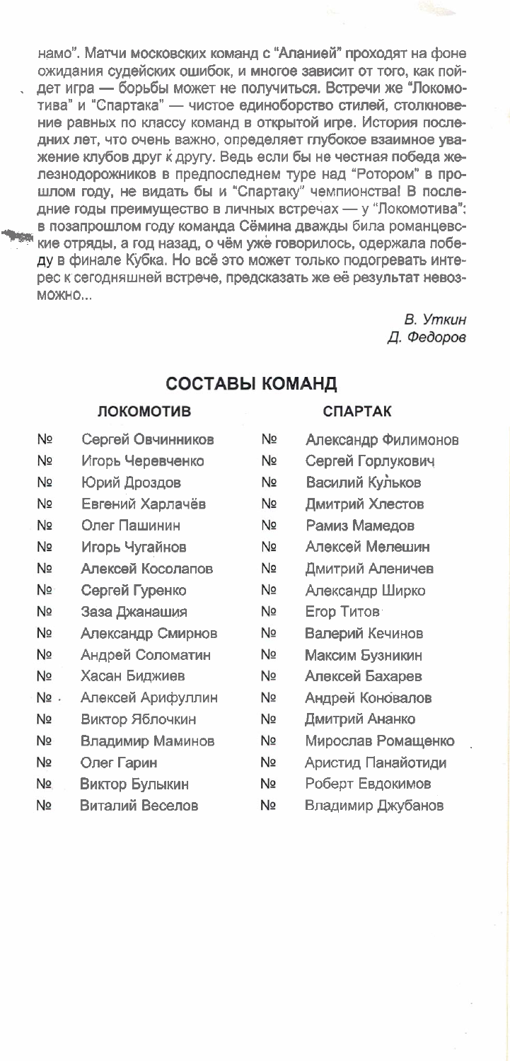намо". Матчи московских команд с "Аланией" проходят на фоне ожидания судейских ошибок, и многое зависит от того, как пойдет игра — борьбы может не получиться. Встречи же "Локомотива" и "Спартака" — чистое единоборство стилей, столкновение равных по классу команд в открытой игре. История последних лет, что очень важно, определяет глубокое взаимное уважение клубов друг к другу. Ведь если бы не честная победа железнодорожников в предпоследнем туре над "Ротором" в прошлом году, не видать бы и "Спартаку" чемпионства! В последние годы преимущество в личных встречах — у "Локомотива": в позапрошлом году команда Сёмина дважды била романцевские отряды, а год назад, о чём уже говорилось, одержала победу в финале Кубка. Но всё это может только подогревать интерес к сегодняшней встрече, предсказать же её результат невозможно...

*В. Уткин*
*Д. Федоров*

## СОСТАВЫ КОМАНД

| ЛОКОМОТИВ | | СПАРТАК | |
|---|---|---|---|
| № | Сергей Овчинников | № | Александр Филимонов |
| № | Игорь Черевченко | № | Сергей Горлукович |
| № | Юрий Дроздов | № | Василий Кульков |
| № | Евгений Харлачёв | № | Дмитрий Хлестов |
| № | Олег Пашинин | № | Рамиз Мамедов |
| № | Игорь Чугайнов | № | Алексей Мелешин |
| № | Алексей Косолапов | № | Дмитрий Аленичев |
| № | Сергей Гуренко | № | Александр Ширко |
| № | Заза Джанашия | № | Егор Титов |
| № | Александр Смирнов | № | Валерий Кечинов |
| № | Андрей Соломатин | № | Максим Бузникин |
| № | Хасан Биджиев | № | Алексей Бахарев |
| № | Алексей Арифуллин | № | Андрей Коновалов |
| № | Виктор Яблочкин | № | Дмитрий Ананко |
| № | Владимир Маминов | № | Мирослав Ромащенко |
| № | Олег Гарин | № | Аристид Панайотиди |
| № | Виктор Булыкин | № | Роберт Евдокимов |
| № | Виталий Веселов | № | Владимир Джубанов |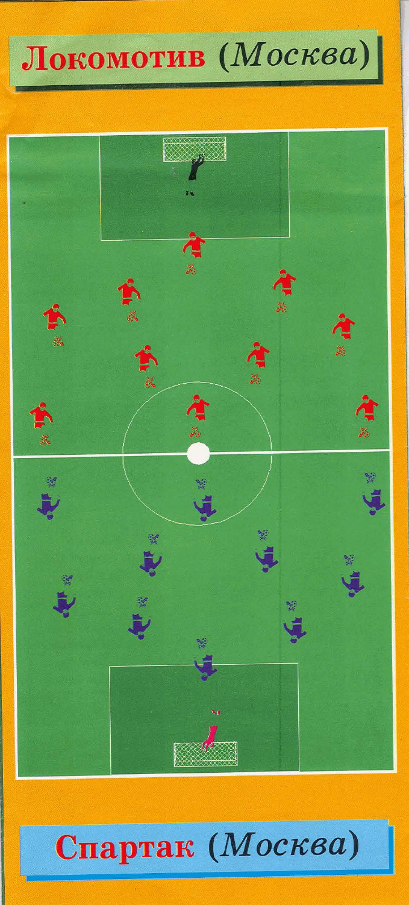# Локомотив (*Москва*)

# Спартак (*Москва*)